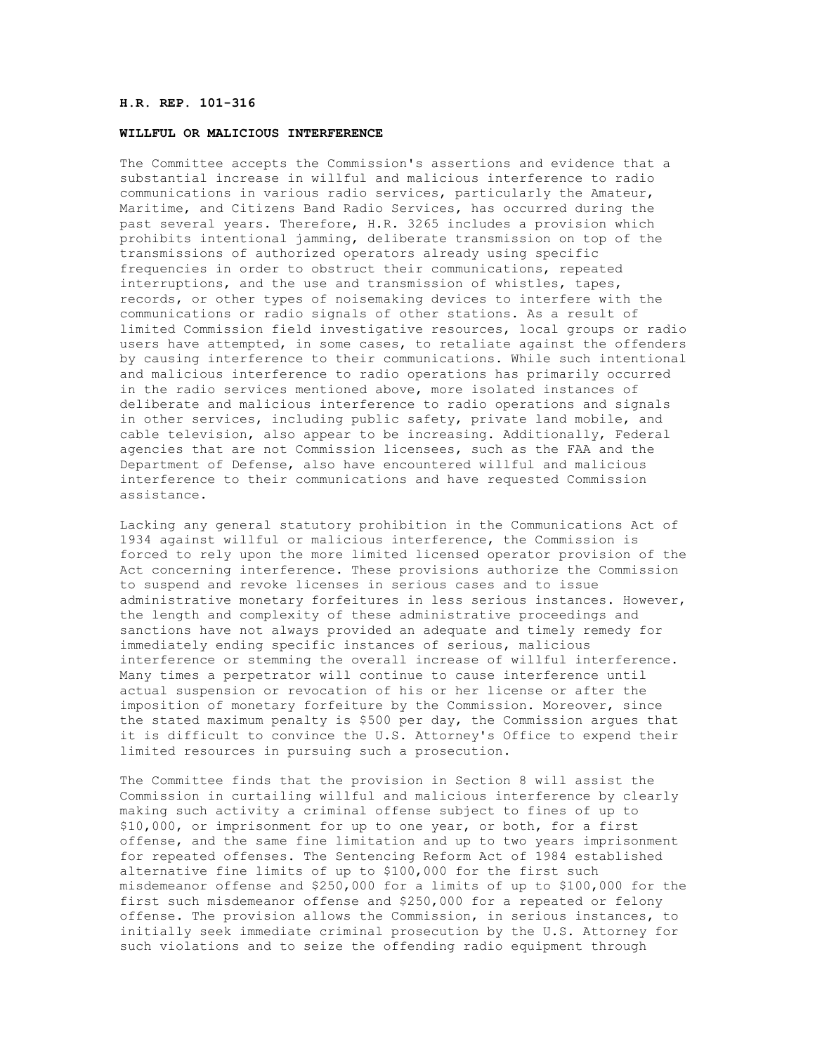**H.R. REP. 101-316**

**WILLFUL OR MALICIOUS INTERFERENCE**

The Committee accepts the Commission's assertions and evidence that a substantial increase in willful and malicious interference to radio communications in various radio services, particularly the Amateur, Maritime, and Citizens Band Radio Services, has occurred during the past several years. Therefore, H.R. 3265 includes a provision which prohibits intentional jamming, deliberate transmission on top of the transmissions of authorized operators already using specific frequencies in order to obstruct their communications, repeated interruptions, and the use and transmission of whistles, tapes, records, or other types of noisemaking devices to interfere with the communications or radio signals of other stations. As a result of limited Commission field investigative resources, local groups or radio users have attempted, in some cases, to retaliate against the offenders by causing interference to their communications. While such intentional and malicious interference to radio operations has primarily occurred in the radio services mentioned above, more isolated instances of deliberate and malicious interference to radio operations and signals in other services, including public safety, private land mobile, and cable television, also appear to be increasing. Additionally, Federal agencies that are not Commission licensees, such as the FAA and the Department of Defense, also have encountered willful and malicious interference to their communications and have requested Commission assistance.

Lacking any general statutory prohibition in the Communications Act of 1934 against willful or malicious interference, the Commission is forced to rely upon the more limited licensed operator provision of the Act concerning interference. These provisions authorize the Commission to suspend and revoke licenses in serious cases and to issue administrative monetary forfeitures in less serious instances. However, the length and complexity of these administrative proceedings and sanctions have not always provided an adequate and timely remedy for immediately ending specific instances of serious, malicious interference or stemming the overall increase of willful interference. Many times a perpetrator will continue to cause interference until actual suspension or revocation of his or her license or after the imposition of monetary forfeiture by the Commission. Moreover, since the stated maximum penalty is $500 per day, the Commission argues that it is difficult to convince the U.S. Attorney's Office to expend their limited resources in pursuing such a prosecution.

The Committee finds that the provision in Section 8 will assist the Commission in curtailing willful and malicious interference by clearly making such activity a criminal offense subject to fines of up to $10,000, or imprisonment for up to one year, or both, for a first offense, and the same fine limitation and up to two years imprisonment for repeated offenses. The Sentencing Reform Act of 1984 established alternative fine limits of up to $100,000 for the first such misdemeanor offense and $250,000 for a limits of up to $100,000 for the first such misdemeanor offense and $250,000 for a repeated or felony offense. The provision allows the Commission, in serious instances, to initially seek immediate criminal prosecution by the U.S. Attorney for such violations and to seize the offending radio equipment through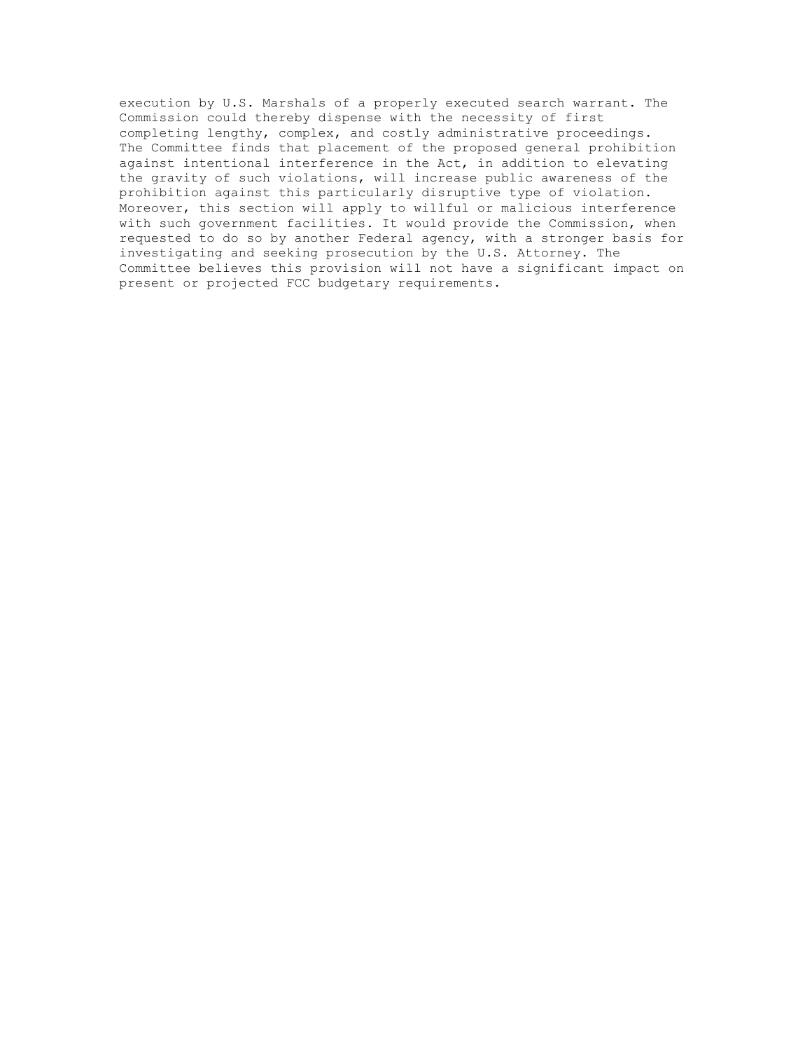execution by U.S. Marshals of a properly executed search warrant. The Commission could thereby dispense with the necessity of first completing lengthy, complex, and costly administrative proceedings. The Committee finds that placement of the proposed general prohibition against intentional interference in the Act, in addition to elevating the gravity of such violations, will increase public awareness of the prohibition against this particularly disruptive type of violation. Moreover, this section will apply to willful or malicious interference with such government facilities. It would provide the Commission, when requested to do so by another Federal agency, with a stronger basis for investigating and seeking prosecution by the U.S. Attorney. The Committee believes this provision will not have a significant impact on present or projected FCC budgetary requirements.